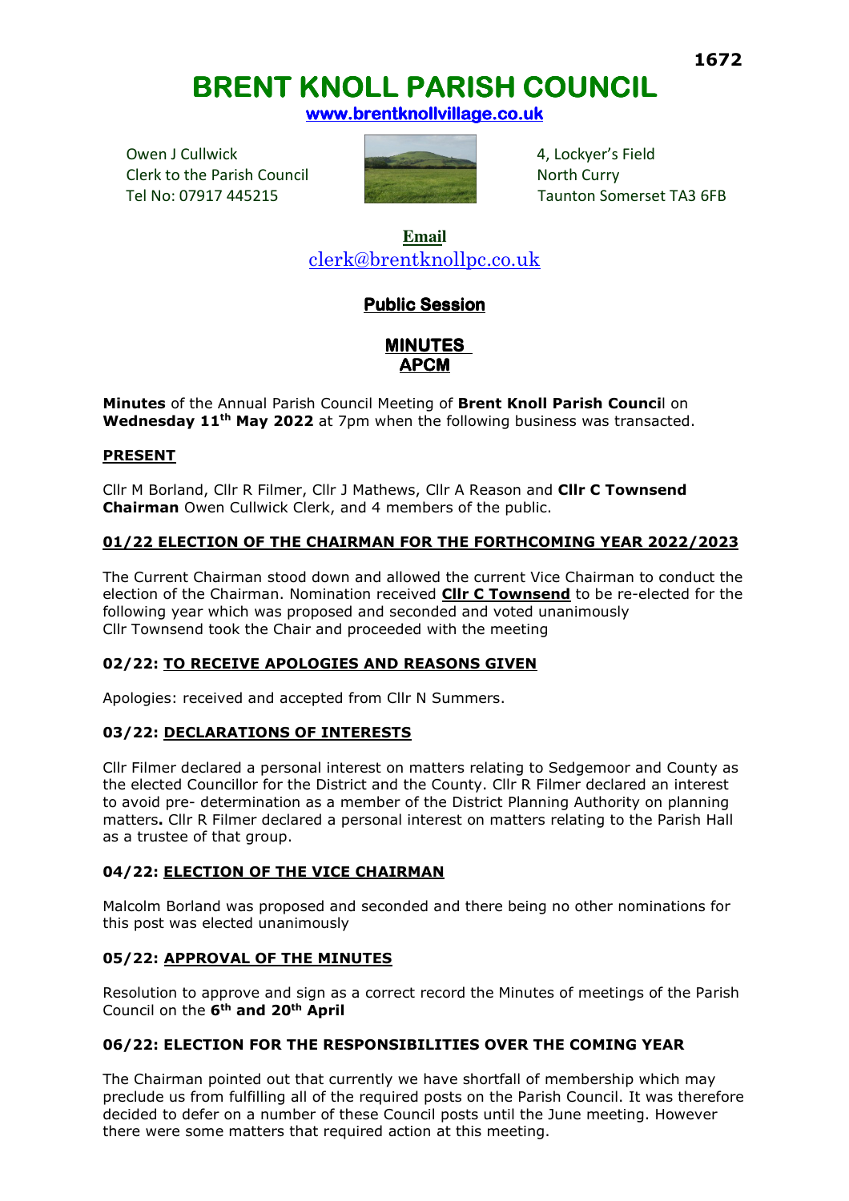# BRENT KNOLL PARISH COUNCIL

**www.brentknollvillage.co.uk**

Owen J Cullwick
Clerk to the Parish Council
Tel No: 07917 445215

4, Lockyer's Field
North Curry
Taunton Somerset TA3 6FB

**Email**
clerk@brentknollpc.co.uk

## Public Session

## MINUTES
## APCM

**Minutes** of the Annual Parish Council Meeting of **Brent Knoll Parish Counci**l on **Wednesday 11th May 2022** at 7pm when the following business was transacted.

### PRESENT

Cllr M Borland, Cllr R Filmer, Cllr J Mathews, Cllr A Reason and **Cllr C Townsend Chairman** Owen Cullwick Clerk, and 4 members of the public.

### 01/22 ELECTION OF THE CHAIRMAN FOR THE FORTHCOMING YEAR 2022/2023

The Current Chairman stood down and allowed the current Vice Chairman to conduct the election of the Chairman. Nomination received **Cllr C Townsend** to be re-elected for the following year which was proposed and seconded and voted unanimously
Cllr Townsend took the Chair and proceeded with the meeting

### 02/22: TO RECEIVE APOLOGIES AND REASONS GIVEN

Apologies: received and accepted from Cllr N Summers.

### 03/22: DECLARATIONS OF INTERESTS

Cllr Filmer declared a personal interest on matters relating to Sedgemoor and County as the elected Councillor for the District and the County. Cllr R Filmer declared an interest to avoid pre- determination as a member of the District Planning Authority on planning matters**.** Cllr R Filmer declared a personal interest on matters relating to the Parish Hall as a trustee of that group.

### 04/22: ELECTION OF THE VICE CHAIRMAN

Malcolm Borland was proposed and seconded and there being no other nominations for this post was elected unanimously

### 05/22: APPROVAL OF THE MINUTES

Resolution to approve and sign as a correct record the Minutes of meetings of the Parish Council on the **6th and 20th April**

### 06/22: ELECTION FOR THE RESPONSIBILITIES OVER THE COMING YEAR

The Chairman pointed out that currently we have shortfall of membership which may preclude us from fulfilling all of the required posts on the Parish Council. It was therefore decided to defer on a number of these Council posts until the June meeting. However there were some matters that required action at this meeting.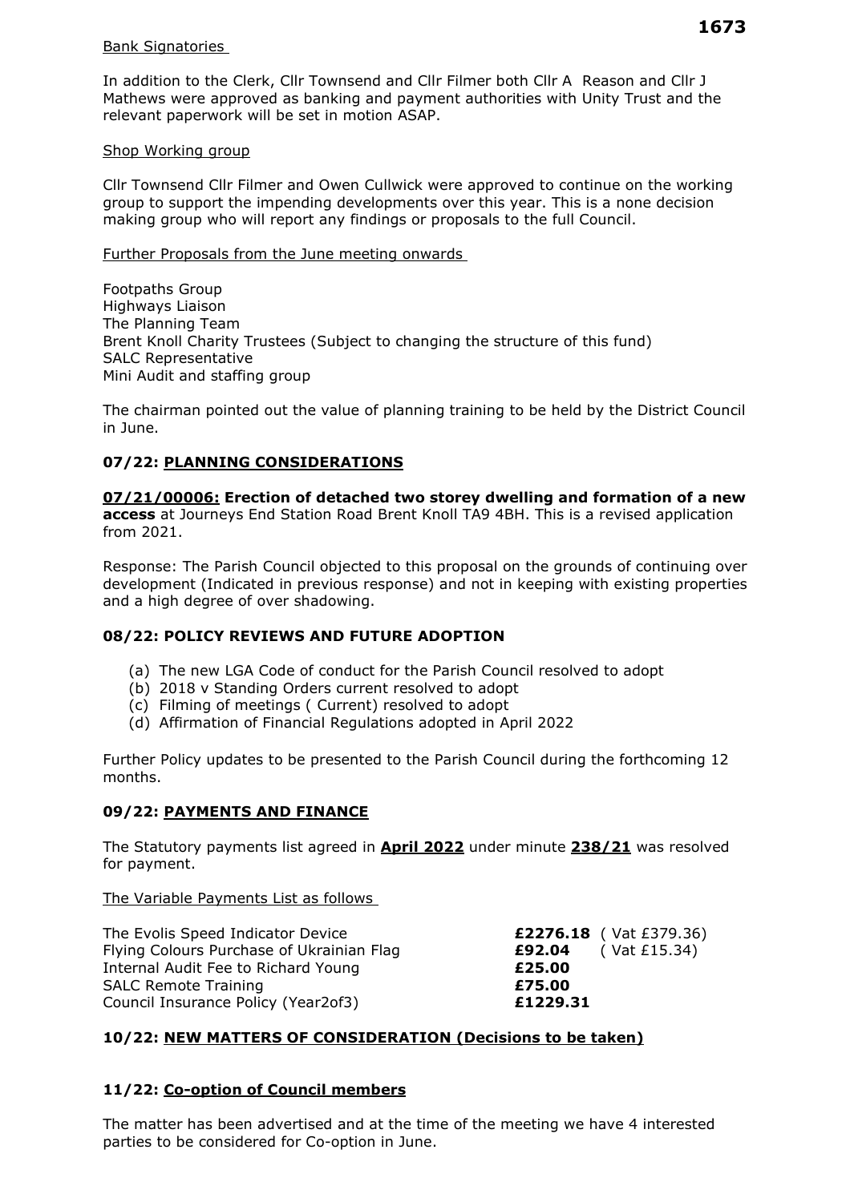Bank Signatories

In addition to the Clerk, Cllr Townsend and Cllr Filmer both Cllr A Reason and Cllr J Mathews were approved as banking and payment authorities with Unity Trust and the relevant paperwork will be set in motion ASAP.

Shop Working group

Cllr Townsend Cllr Filmer and Owen Cullwick were approved to continue on the working group to support the impending developments over this year. This is a none decision making group who will report any findings or proposals to the full Council.

Further Proposals from the June meeting onwards

Footpaths Group
Highways Liaison
The Planning Team
Brent Knoll Charity Trustees (Subject to changing the structure of this fund)
SALC Representative
Mini Audit and staffing group

The chairman pointed out the value of planning training to be held by the District Council in June.

### 07/22: PLANNING CONSIDERATIONS

**07/21/00006: Erection of detached two storey dwelling and formation of a new access** at Journeys End Station Road Brent Knoll TA9 4BH. This is a revised application from 2021.

Response: The Parish Council objected to this proposal on the grounds of continuing over development (Indicated in previous response) and not in keeping with existing properties and a high degree of over shadowing.

### 08/22: POLICY REVIEWS AND FUTURE ADOPTION

(a) The new LGA Code of conduct for the Parish Council resolved to adopt
(b) 2018 v Standing Orders current resolved to adopt
(c) Filming of meetings ( Current) resolved to adopt
(d) Affirmation of Financial Regulations adopted in April 2022

Further Policy updates to be presented to the Parish Council during the forthcoming 12 months.

### 09/22: PAYMENTS AND FINANCE

The Statutory payments list agreed in **April 2022** under minute **238/21** was resolved for payment.

The Variable Payments List as follows

| | | |
|---|---|---|
| The Evolis Speed Indicator Device | **£2276.18** | ( Vat £379.36) |
| Flying Colours Purchase of Ukrainian Flag | **£92.04** | ( Vat £15.34) |
| Internal Audit Fee to Richard Young | **£25.00** | |
| SALC Remote Training | **£75.00** | |
| Council Insurance Policy (Year2of3) | **£1229.31** | |

### 10/22: NEW MATTERS OF CONSIDERATION (Decisions to be taken)

### 11/22: Co-option of Council members

The matter has been advertised and at the time of the meeting we have 4 interested parties to be considered for Co-option in June.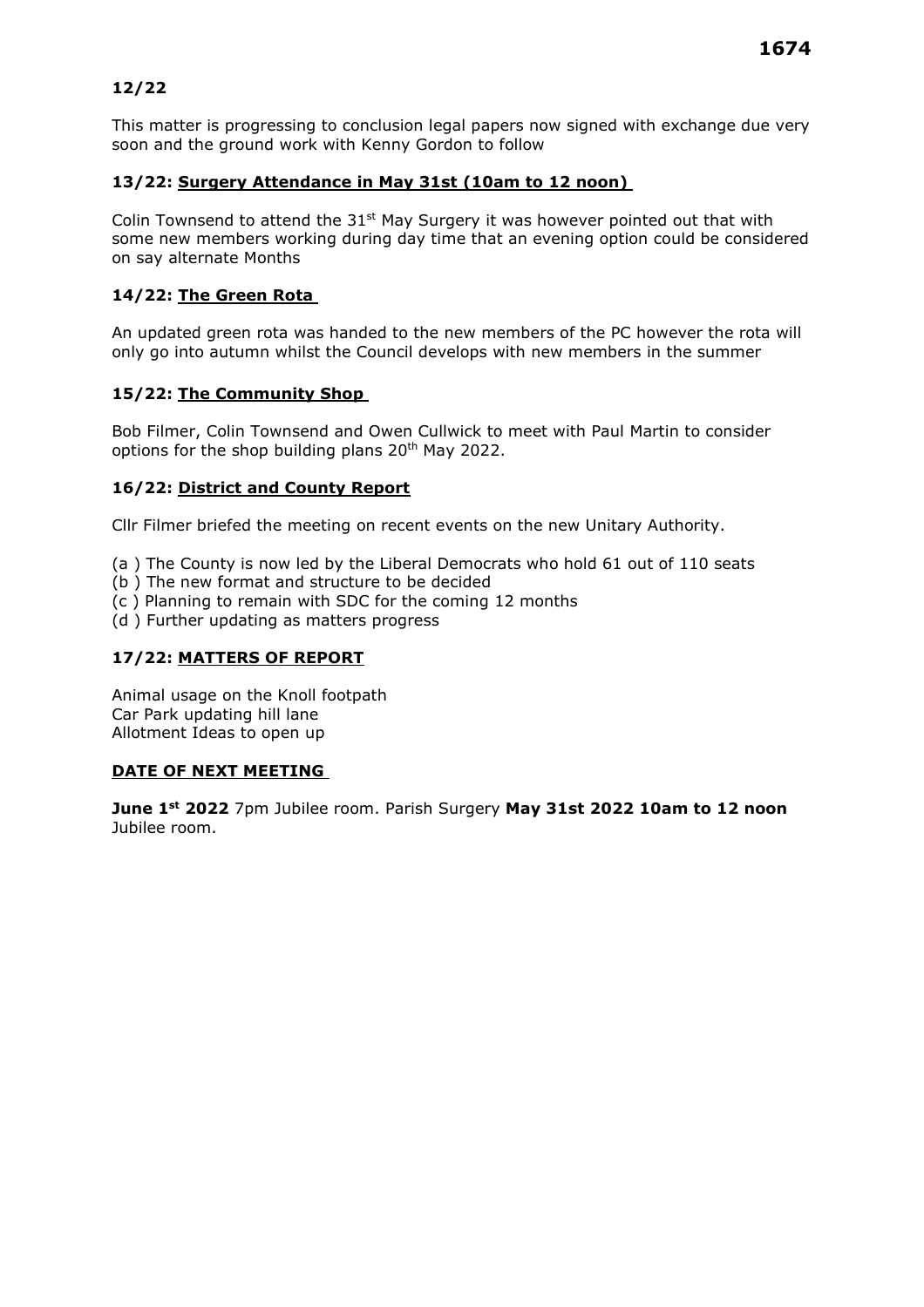## 12/22

This matter is progressing to conclusion legal papers now signed with exchange due very soon and the ground work with Kenny Gordon to follow

## 13/22: Surgery Attendance in May 31st (10am to 12 noon)

Colin Townsend to attend the 31st May Surgery it was however pointed out that with some new members working during day time that an evening option could be considered on say alternate Months

## 14/22: The Green Rota

An updated green rota was handed to the new members of the PC however the rota will only go into autumn whilst the Council develops with new members in the summer

## 15/22: The Community Shop

Bob Filmer, Colin Townsend and Owen Cullwick to meet with Paul Martin to consider options for the shop building plans 20th May 2022.

## 16/22: District and County Report

Cllr Filmer briefed the meeting on recent events on the new Unitary Authority.

(a ) The County is now led by the Liberal Democrats who hold 61 out of 110 seats
(b ) The new format and structure to be decided
(c ) Planning to remain with SDC for the coming 12 months
(d ) Further updating as matters progress

## 17/22: MATTERS OF REPORT

Animal usage on the Knoll footpath
Car Park updating hill lane
Allotment Ideas to open up

## DATE OF NEXT MEETING

**June 1st 2022** 7pm Jubilee room. Parish Surgery **May 31st 2022 10am to 12 noon** Jubilee room.